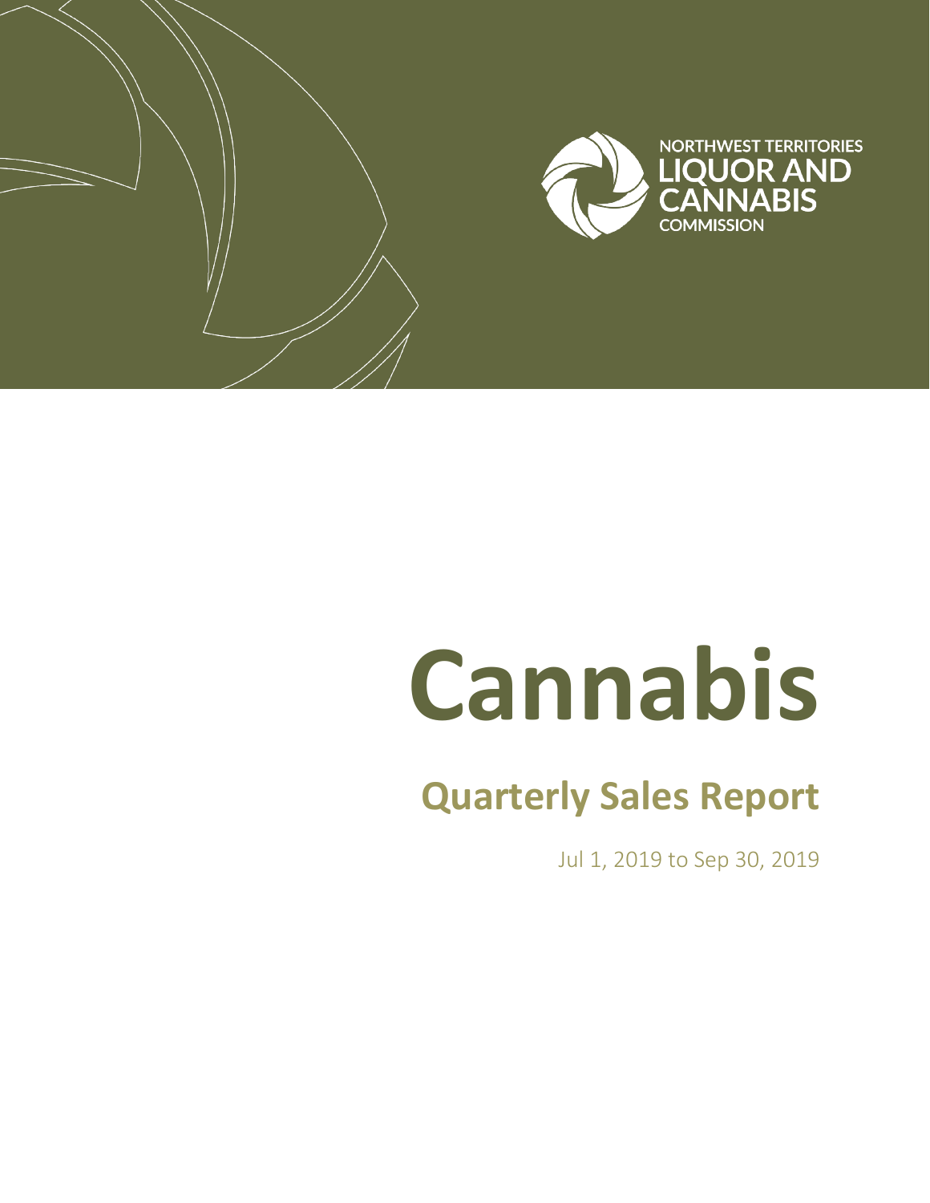NORTHWEST TERRITORIES
LIQUOR AND
CANNABIS
COMMISSION

# Cannabis

## Quarterly Sales Report

Jul 1, 2019 to Sep 30, 2019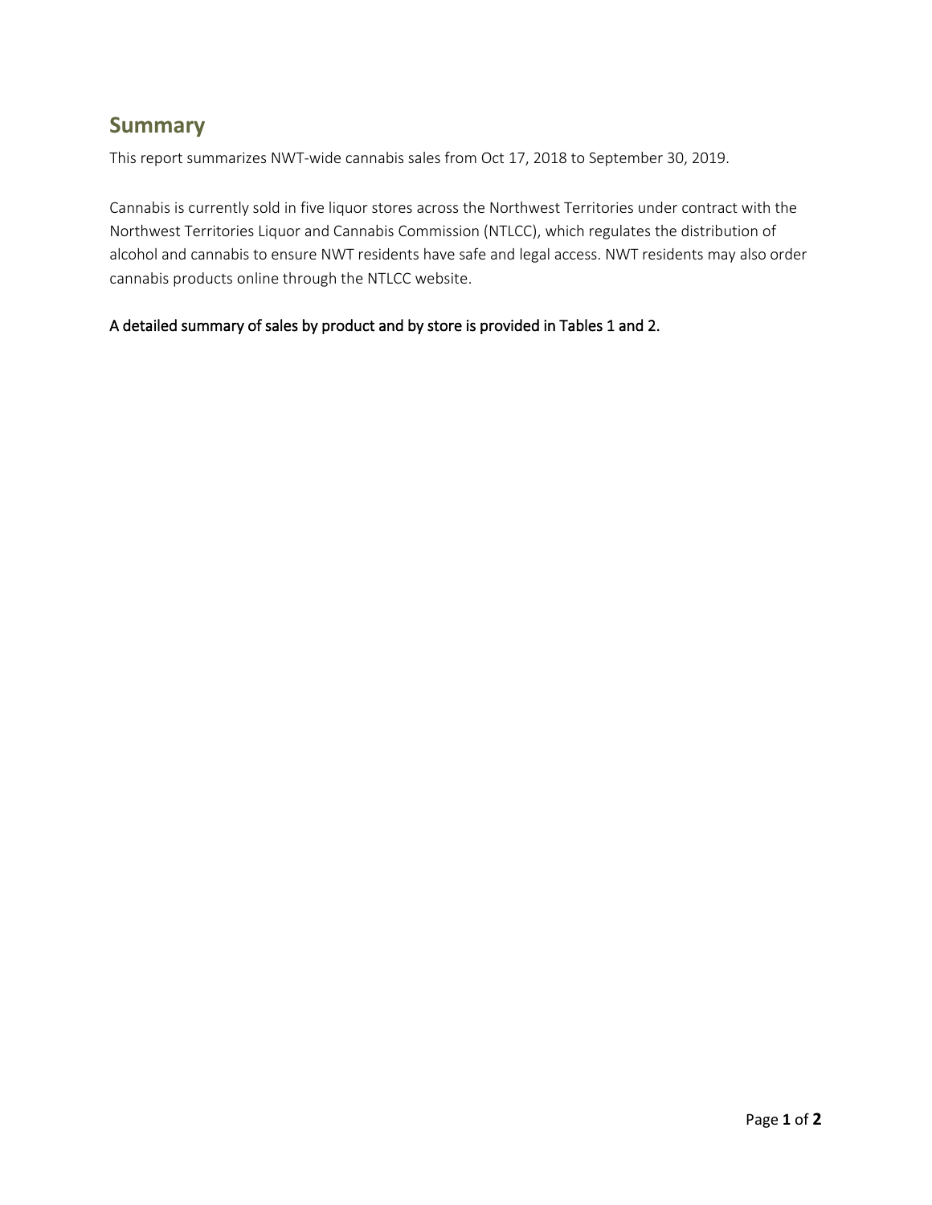## Summary

This report summarizes NWT-wide cannabis sales from Oct 17, 2018 to September 30, 2019.

Cannabis is currently sold in five liquor stores across the Northwest Territories under contract with the Northwest Territories Liquor and Cannabis Commission (NTLCC), which regulates the distribution of alcohol and cannabis to ensure NWT residents have safe and legal access. NWT residents may also order cannabis products online through the NTLCC website.

A detailed summary of sales by product and by store is provided in Tables 1 and 2.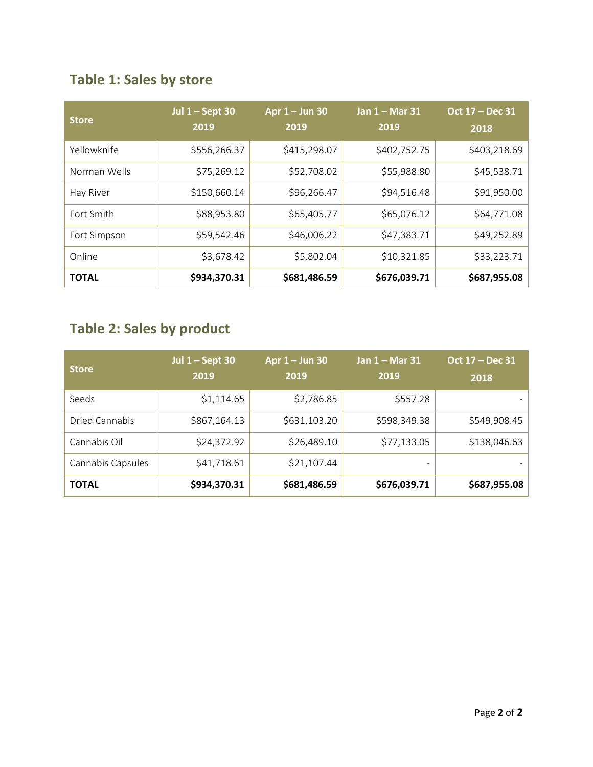## Table 1: Sales by store

| Store | Jul 1 – Sept 30 2019 | Apr 1 – Jun 30 2019 | Jan 1 – Mar 31 2019 | Oct 17 – Dec 31 2018 |
| --- | --- | --- | --- | --- |
| Yellowknife | $556,266.37 | $415,298.07 | $402,752.75 | $403,218.69 |
| Norman Wells | $75,269.12 | $52,708.02 | $55,988.80 | $45,538.71 |
| Hay River | $150,660.14 | $96,266.47 | $94,516.48 | $91,950.00 |
| Fort Smith | $88,953.80 | $65,405.77 | $65,076.12 | $64,771.08 |
| Fort Simpson | $59,542.46 | $46,006.22 | $47,383.71 | $49,252.89 |
| Online | $3,678.42 | $5,802.04 | $10,321.85 | $33,223.71 |
| **TOTAL** | **$934,370.31** | **$681,486.59** | **$676,039.71** | **$687,955.08** |

## Table 2: Sales by product

| Store | Jul 1 – Sept 30 2019 | Apr 1 – Jun 30 2019 | Jan 1 – Mar 31 2019 | Oct 17 – Dec 31 2018 |
| --- | --- | --- | --- | --- |
| Seeds | $1,114.65 | $2,786.85 | $557.28 | - |
| Dried Cannabis | $867,164.13 | $631,103.20 | $598,349.38 | $549,908.45 |
| Cannabis Oil | $24,372.92 | $26,489.10 | $77,133.05 | $138,046.63 |
| Cannabis Capsules | $41,718.61 | $21,107.44 | - | - |
| **TOTAL** | **$934,370.31** | **$681,486.59** | **$676,039.71** | **$687,955.08** |